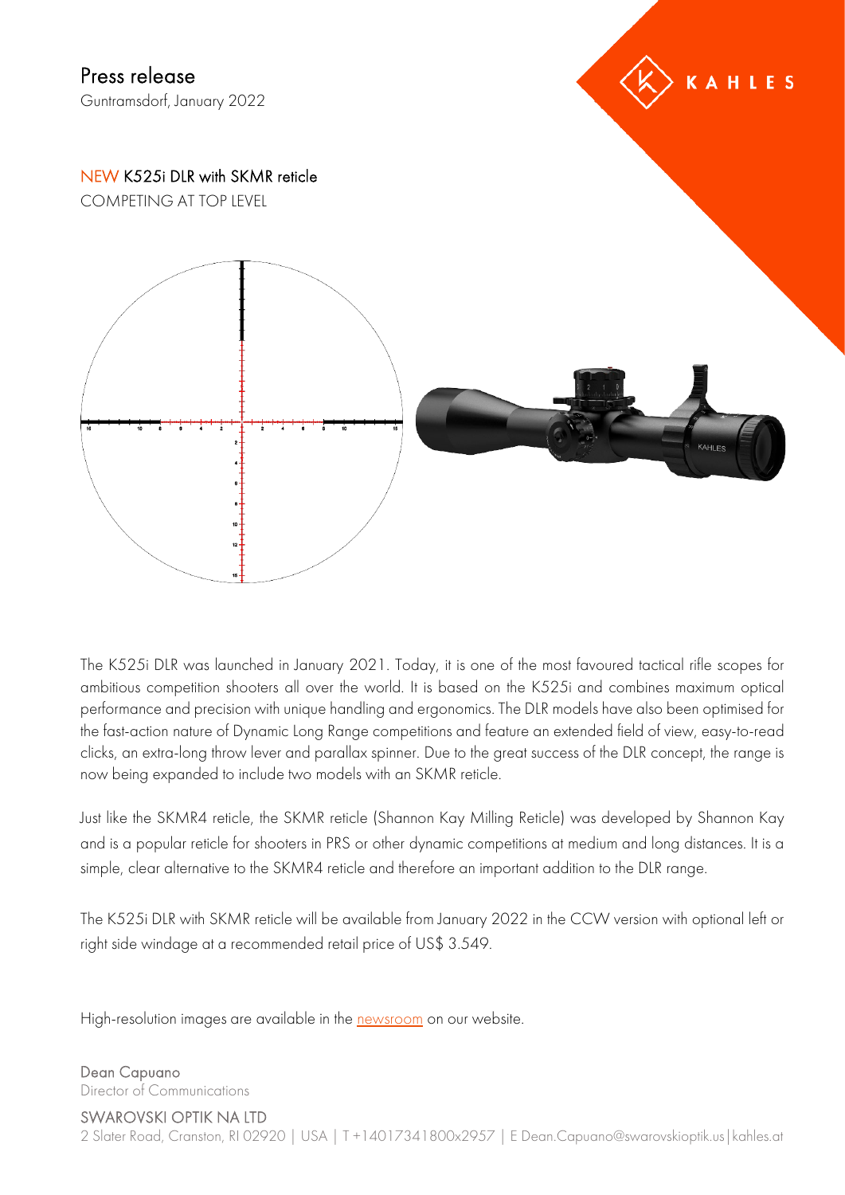# Press release

Guntramsdorf, January 2022

KAHLES

## NEW K525i DLR with SKMR reticle

COMPETING AT TOP LEVEL

The K525i DLR was launched in January 2021. Today, it is one of the most favoured tactical rifle scopes for ambitious competition shooters all over the world. It is based on the K525i and combines maximum optical performance and precision with unique handling and ergonomics. The DLR models have also been optimised for the fast-action nature of Dynamic Long Range competitions and feature an extended field of view, easy-to-read clicks, an extra-long throw lever and parallax spinner. Due to the great success of the DLR concept, the range is now being expanded to include two models with an SKMR reticle.

Just like the SKMR4 reticle, the SKMR reticle (Shannon Kay Milling Reticle) was developed by Shannon Kay and is a popular reticle for shooters in PRS or other dynamic competitions at medium and long distances. It is a simple, clear alternative to the SKMR4 reticle and therefore an important addition to the DLR range.

The K525i DLR with SKMR reticle will be available from January 2022 in the CCW version with optional left or right side windage at a recommended retail price of US$ 3.549.

High-resolution images are available in the newsroom on our website.

Dean Capuano
Director of Communications

SWAROVSKI OPTIK NA LTD
2 Slater Road, Cranston, RI 02920 | USA | T +14017341800x2957 | E Dean.Capuano@swarovskioptik.us|kahles.at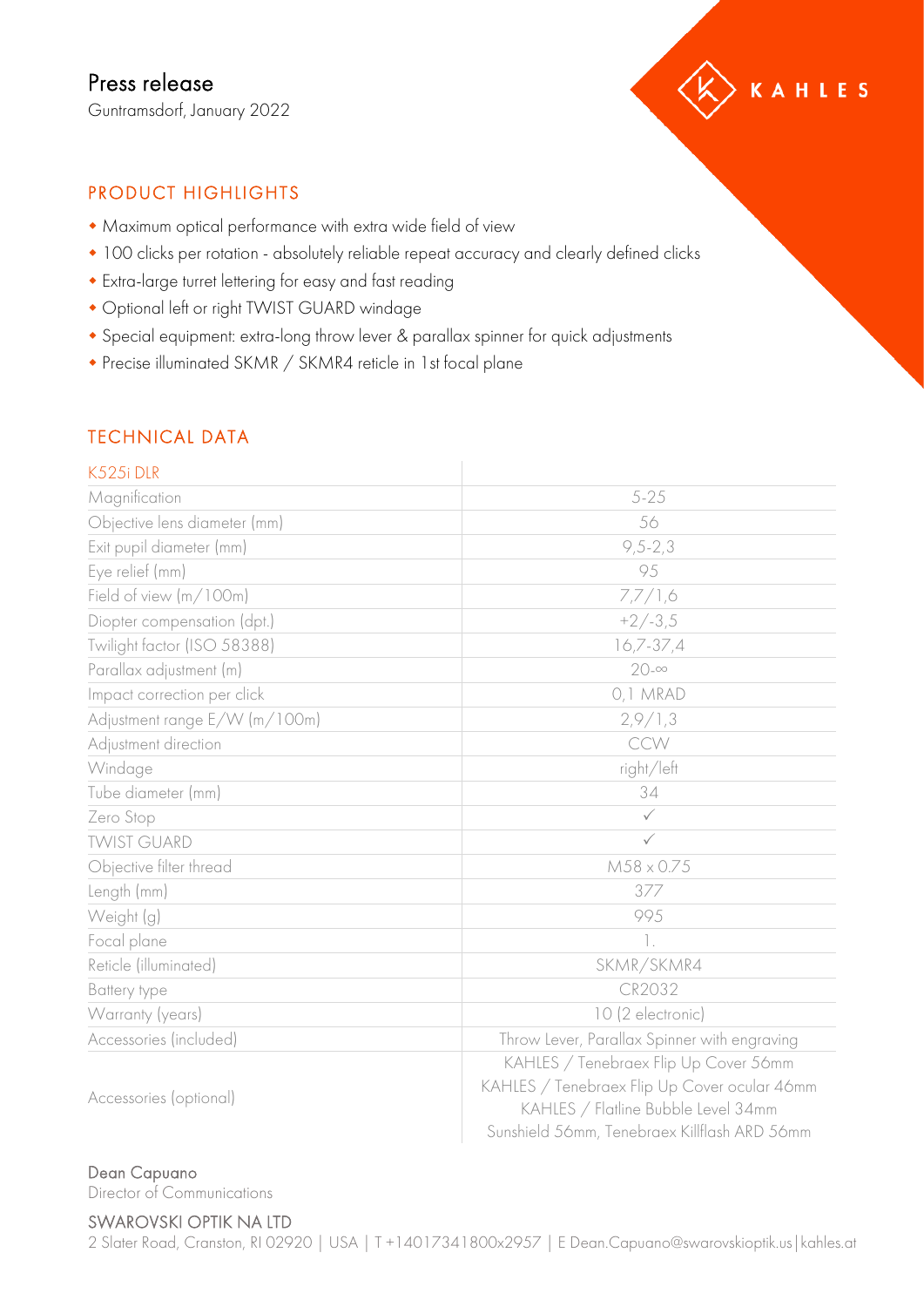Press release

Guntramsdorf, January 2022

## PRODUCT HIGHLIGHTS

- Maximum optical performance with extra wide field of view
- 100 clicks per rotation - absolutely reliable repeat accuracy and clearly defined clicks
- Extra-large turret lettering for easy and fast reading
- Optional left or right TWIST GUARD windage
- Special equipment: extra-long throw lever & parallax spinner for quick adjustments
- Precise illuminated SKMR / SKMR4 reticle in 1st focal plane

## TECHNICAL DATA

| K525i DLR | |
|---|---|
| Magnification | 5-25 |
| Objective lens diameter (mm) | 56 |
| Exit pupil diameter (mm) | 9,5-2,3 |
| Eye relief (mm) | 95 |
| Field of view (m/100m) | 7,7/1,6 |
| Diopter compensation (dpt.) | +2/-3,5 |
| Twilight factor (ISO 58388) | 16,7-37,4 |
| Parallax adjustment (m) | 20-∞ |
| Impact correction per click | 0,1 MRAD |
| Adjustment range E/W (m/100m) | 2,9/1,3 |
| Adjustment direction | CCW |
| Windage | right/left |
| Tube diameter (mm) | 34 |
| Zero Stop | ✓ |
| TWIST GUARD | ✓ |
| Objective filter thread | M58 x 0.75 |
| Length (mm) | 377 |
| Weight (g) | 995 |
| Focal plane | 1. |
| Reticle (illuminated) | SKMR/SKMR4 |
| Battery type | CR2032 |
| Warranty (years) | 10 (2 electronic) |
| Accessories (included) | Throw Lever, Parallax Spinner with engraving |
| Accessories (optional) | KAHLES / Tenebraex Flip Up Cover 56mm<br>KAHLES / Tenebraex Flip Up Cover ocular 46mm<br>KAHLES / Flatline Bubble Level 34mm<br>Sunshield 56mm, Tenebraex Killflash ARD 56mm |

Dean Capuano

Director of Communications

SWAROVSKI OPTIK NA LTD

2 Slater Road, Cranston, RI 02920 | USA | T +14017341800x2957 | E Dean.Capuano@swarovskioptik.us|kahles.at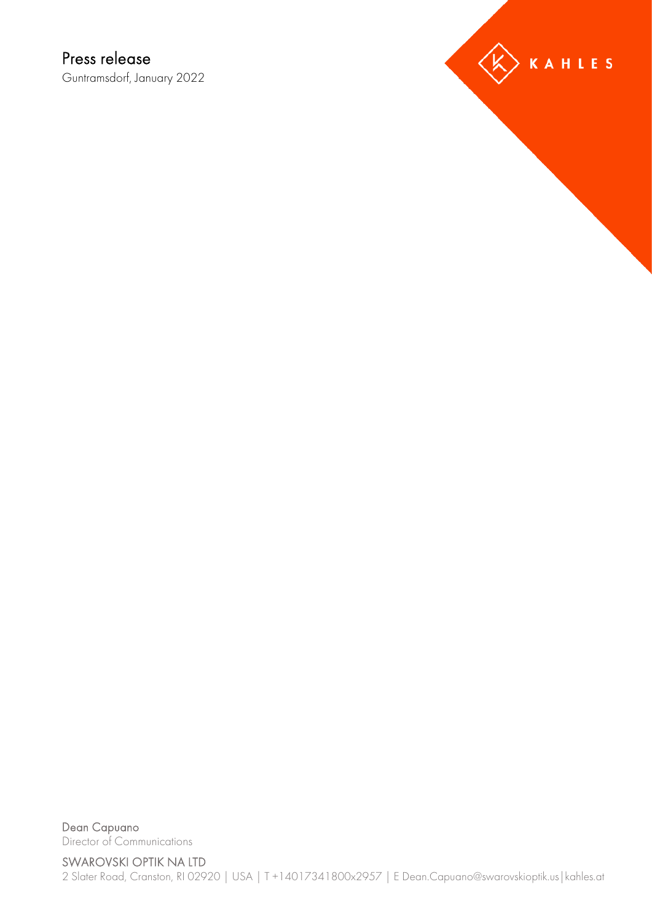Press release

Guntramsdorf, January 2022

KAHLES

Dean Capuano
Director of Communications

SWAROVSKI OPTIK NA LTD
2 Slater Road, Cranston, RI 02920 | USA | T +14017341800x2957 | E Dean.Capuano@swarovskioptik.us|kahles.at